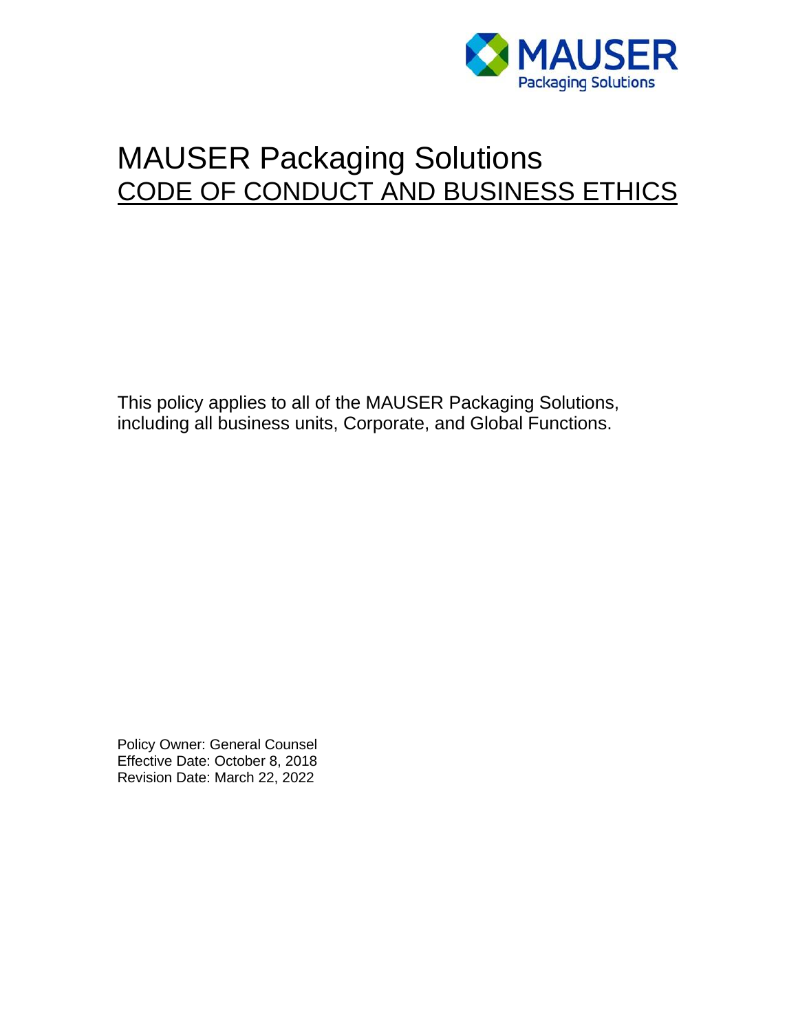MAUSER
Packaging Solutions

# MAUSER Packaging Solutions

## CODE OF CONDUCT AND BUSINESS ETHICS

This policy applies to all of the MAUSER Packaging Solutions, including all business units, Corporate, and Global Functions.

Policy Owner: General Counsel
Effective Date: October 8, 2018
Revision Date: March 22, 2022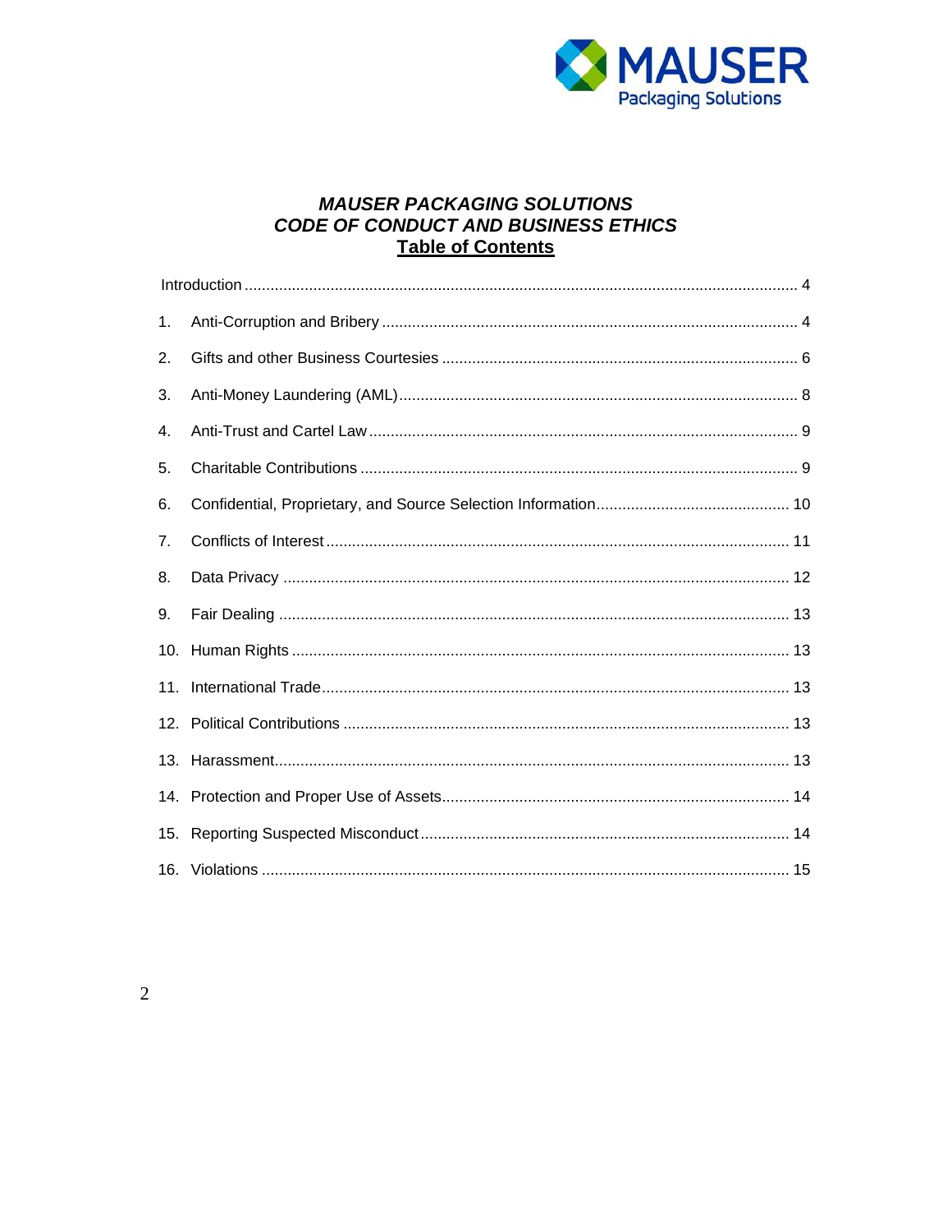# *MAUSER PACKAGING SOLUTIONS*
# *CODE OF CONDUCT AND BUSINESS ETHICS*
## Table of Contents

Introduction ........................................................................................................................ 4

1. Anti-Corruption and Bribery ........................................................................................ 4
2. Gifts and other Business Courtesies ........................................................................... 6
3. Anti-Money Laundering (AML)..................................................................................... 8
4. Anti-Trust and Cartel Law ............................................................................................ 9
5. Charitable Contributions .............................................................................................. 9
6. Confidential, Proprietary, and Source Selection Information........................................ 10
7. Conflicts of Interest .................................................................................................... 11
8. Data Privacy .............................................................................................................. 12
9. Fair Dealing ............................................................................................................... 13
10. Human Rights ............................................................................................................ 13
11. International Trade...................................................................................................... 13
12. Political Contributions ................................................................................................ 13
13. Harassment................................................................................................................ 13
14. Protection and Proper Use of Assets.......................................................................... 14
15. Reporting Suspected Misconduct............................................................................... 14
16. Violations ................................................................................................................... 15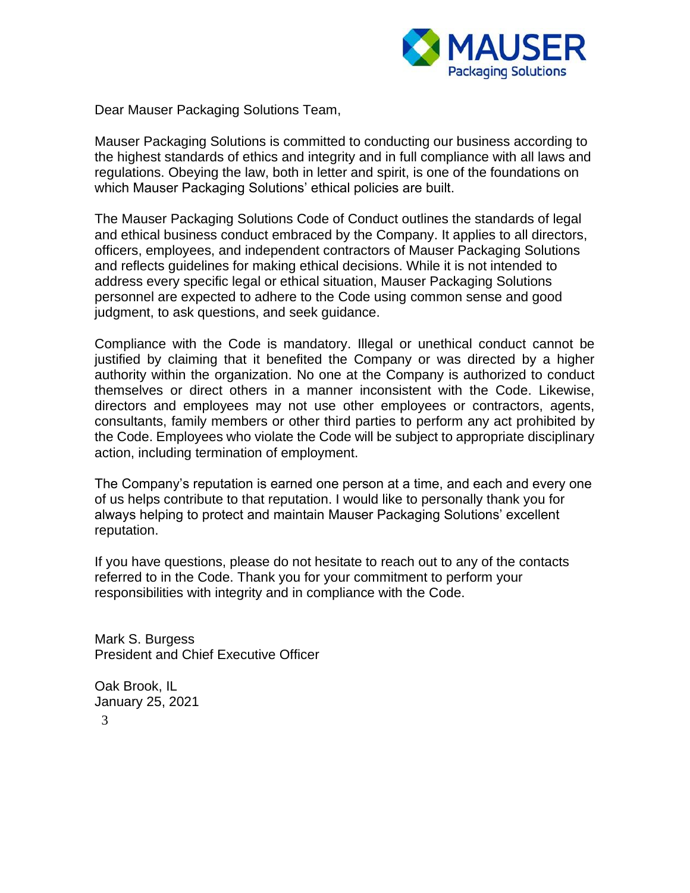Dear Mauser Packaging Solutions Team,

Mauser Packaging Solutions is committed to conducting our business according to the highest standards of ethics and integrity and in full compliance with all laws and regulations. Obeying the law, both in letter and spirit, is one of the foundations on which Mauser Packaging Solutions' ethical policies are built.

The Mauser Packaging Solutions Code of Conduct outlines the standards of legal and ethical business conduct embraced by the Company. It applies to all directors, officers, employees, and independent contractors of Mauser Packaging Solutions and reflects guidelines for making ethical decisions. While it is not intended to address every specific legal or ethical situation, Mauser Packaging Solutions personnel are expected to adhere to the Code using common sense and good judgment, to ask questions, and seek guidance.

Compliance with the Code is mandatory. Illegal or unethical conduct cannot be justified by claiming that it benefited the Company or was directed by a higher authority within the organization. No one at the Company is authorized to conduct themselves or direct others in a manner inconsistent with the Code. Likewise, directors and employees may not use other employees or contractors, agents, consultants, family members or other third parties to perform any act prohibited by the Code. Employees who violate the Code will be subject to appropriate disciplinary action, including termination of employment.

The Company's reputation is earned one person at a time, and each and every one of us helps contribute to that reputation. I would like to personally thank you for always helping to protect and maintain Mauser Packaging Solutions' excellent reputation.

If you have questions, please do not hesitate to reach out to any of the contacts referred to in the Code. Thank you for your commitment to perform your responsibilities with integrity and in compliance with the Code.

Mark S. Burgess
President and Chief Executive Officer

Oak Brook, IL
January 25, 2021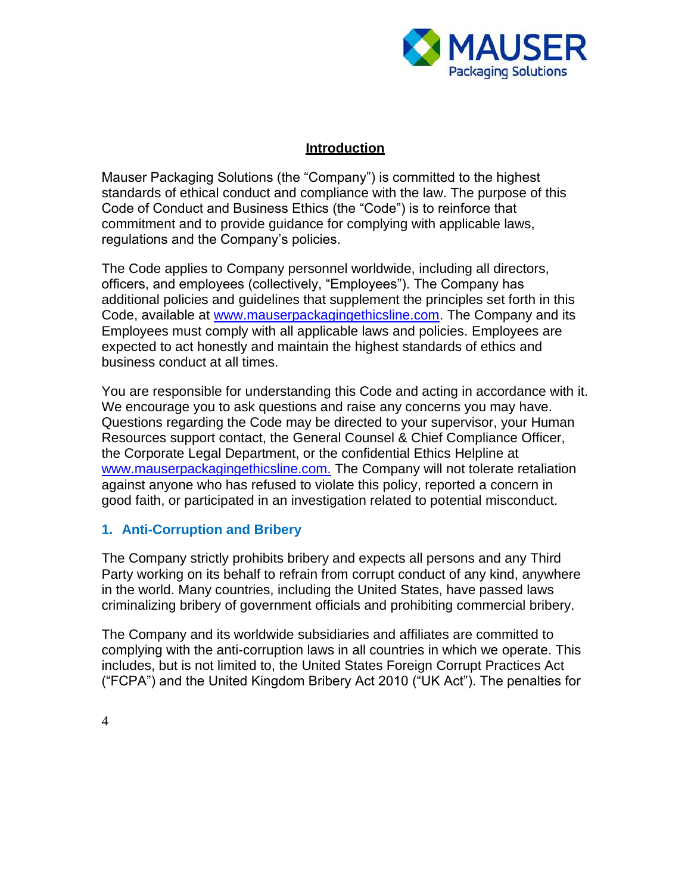## Introduction

Mauser Packaging Solutions (the "Company") is committed to the highest standards of ethical conduct and compliance with the law. The purpose of this Code of Conduct and Business Ethics (the "Code") is to reinforce that commitment and to provide guidance for complying with applicable laws, regulations and the Company's policies.

The Code applies to Company personnel worldwide, including all directors, officers, and employees (collectively, "Employees"). The Company has additional policies and guidelines that supplement the principles set forth in this Code, available at www.mauserpackagingethicsline.com. The Company and its Employees must comply with all applicable laws and policies. Employees are expected to act honestly and maintain the highest standards of ethics and business conduct at all times.

You are responsible for understanding this Code and acting in accordance with it. We encourage you to ask questions and raise any concerns you may have. Questions regarding the Code may be directed to your supervisor, your Human Resources support contact, the General Counsel & Chief Compliance Officer, the Corporate Legal Department, or the confidential Ethics Helpline at www.mauserpackagingethicsline.com. The Company will not tolerate retaliation against anyone who has refused to violate this policy, reported a concern in good faith, or participated in an investigation related to potential misconduct.

### 1. Anti-Corruption and Bribery

The Company strictly prohibits bribery and expects all persons and any Third Party working on its behalf to refrain from corrupt conduct of any kind, anywhere in the world. Many countries, including the United States, have passed laws criminalizing bribery of government officials and prohibiting commercial bribery.

The Company and its worldwide subsidiaries and affiliates are committed to complying with the anti-corruption laws in all countries in which we operate. This includes, but is not limited to, the United States Foreign Corrupt Practices Act ("FCPA") and the United Kingdom Bribery Act 2010 ("UK Act"). The penalties for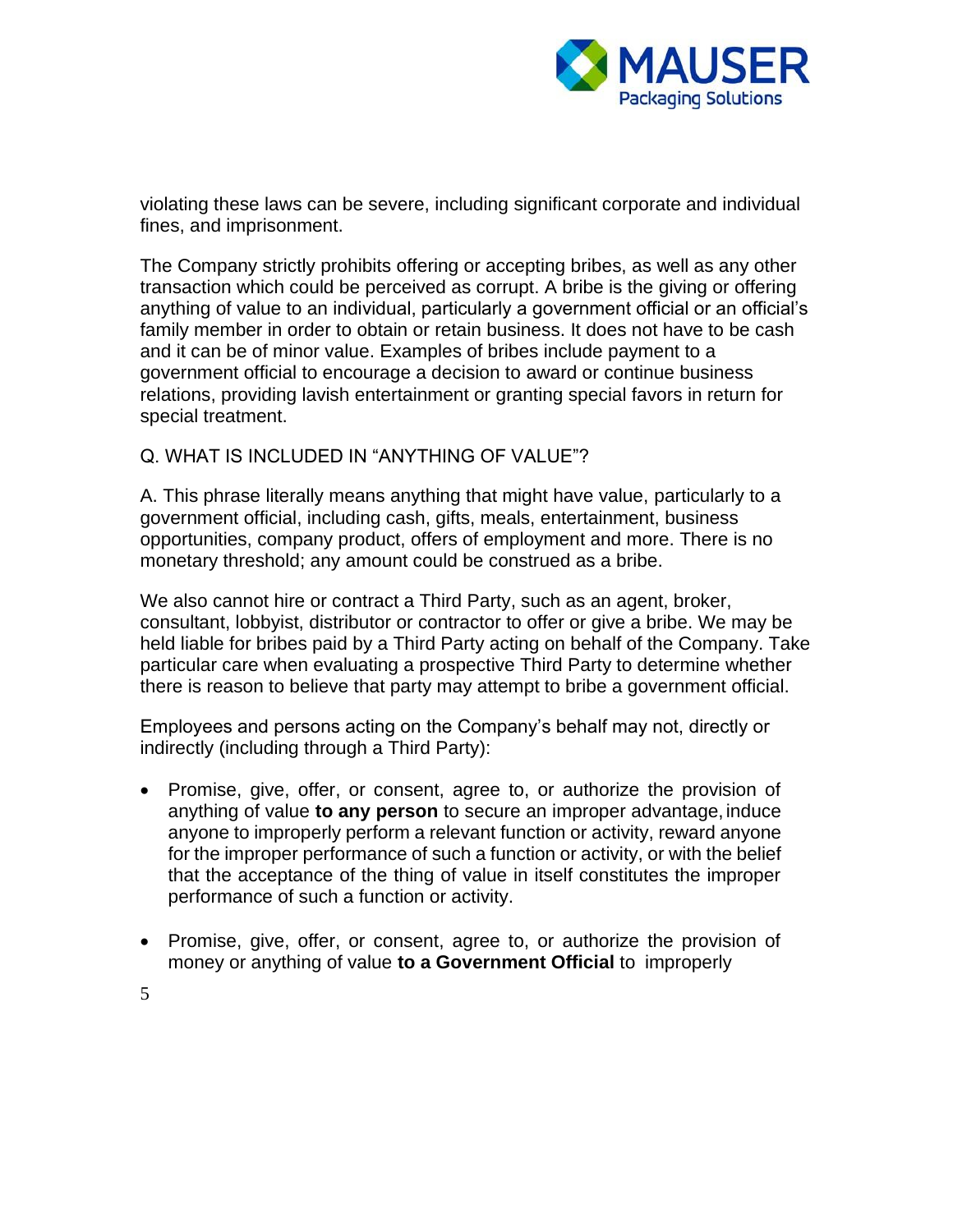violating these laws can be severe, including significant corporate and individual fines, and imprisonment.

The Company strictly prohibits offering or accepting bribes, as well as any other transaction which could be perceived as corrupt. A bribe is the giving or offering anything of value to an individual, particularly a government official or an official's family member in order to obtain or retain business. It does not have to be cash and it can be of minor value. Examples of bribes include payment to a government official to encourage a decision to award or continue business relations, providing lavish entertainment or granting special favors in return for special treatment.

Q. WHAT IS INCLUDED IN "ANYTHING OF VALUE"?

A. This phrase literally means anything that might have value, particularly to a government official, including cash, gifts, meals, entertainment, business opportunities, company product, offers of employment and more. There is no monetary threshold; any amount could be construed as a bribe.

We also cannot hire or contract a Third Party, such as an agent, broker, consultant, lobbyist, distributor or contractor to offer or give a bribe. We may be held liable for bribes paid by a Third Party acting on behalf of the Company. Take particular care when evaluating a prospective Third Party to determine whether there is reason to believe that party may attempt to bribe a government official.

Employees and persons acting on the Company's behalf may not, directly or indirectly (including through a Third Party):

- Promise, give, offer, or consent, agree to, or authorize the provision of anything of value **to any person** to secure an improper advantage, induce anyone to improperly perform a relevant function or activity, reward anyone for the improper performance of such a function or activity, or with the belief that the acceptance of the thing of value in itself constitutes the improper performance of such a function or activity.
- Promise, give, offer, or consent, agree to, or authorize the provision of money or anything of value **to a Government Official** to improperly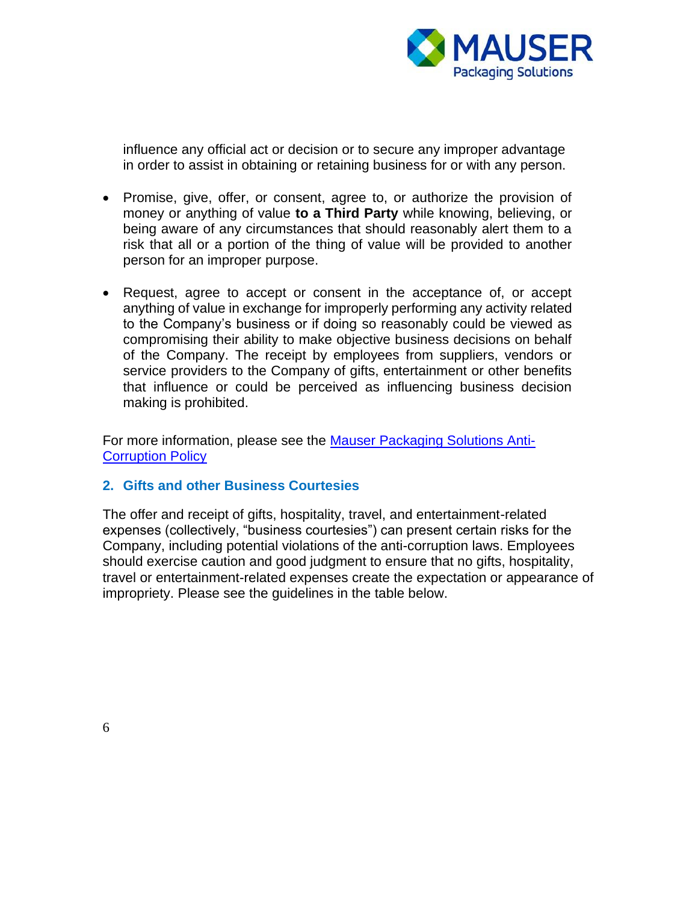influence any official act or decision or to secure any improper advantage in order to assist in obtaining or retaining business for or with any person.

- Promise, give, offer, or consent, agree to, or authorize the provision of money or anything of value **to a Third Party** while knowing, believing, or being aware of any circumstances that should reasonably alert them to a risk that all or a portion of the thing of value will be provided to another person for an improper purpose.

- Request, agree to accept or consent in the acceptance of, or accept anything of value in exchange for improperly performing any activity related to the Company's business or if doing so reasonably could be viewed as compromising their ability to make objective business decisions on behalf of the Company. The receipt by employees from suppliers, vendors or service providers to the Company of gifts, entertainment or other benefits that influence or could be perceived as influencing business decision making is prohibited.

For more information, please see the [Mauser Packaging Solutions Anti-Corruption Policy]

## 2. Gifts and other Business Courtesies

The offer and receipt of gifts, hospitality, travel, and entertainment-related expenses (collectively, "business courtesies") can present certain risks for the Company, including potential violations of the anti-corruption laws. Employees should exercise caution and good judgment to ensure that no gifts, hospitality, travel or entertainment-related expenses create the expectation or appearance of impropriety. Please see the guidelines in the table below.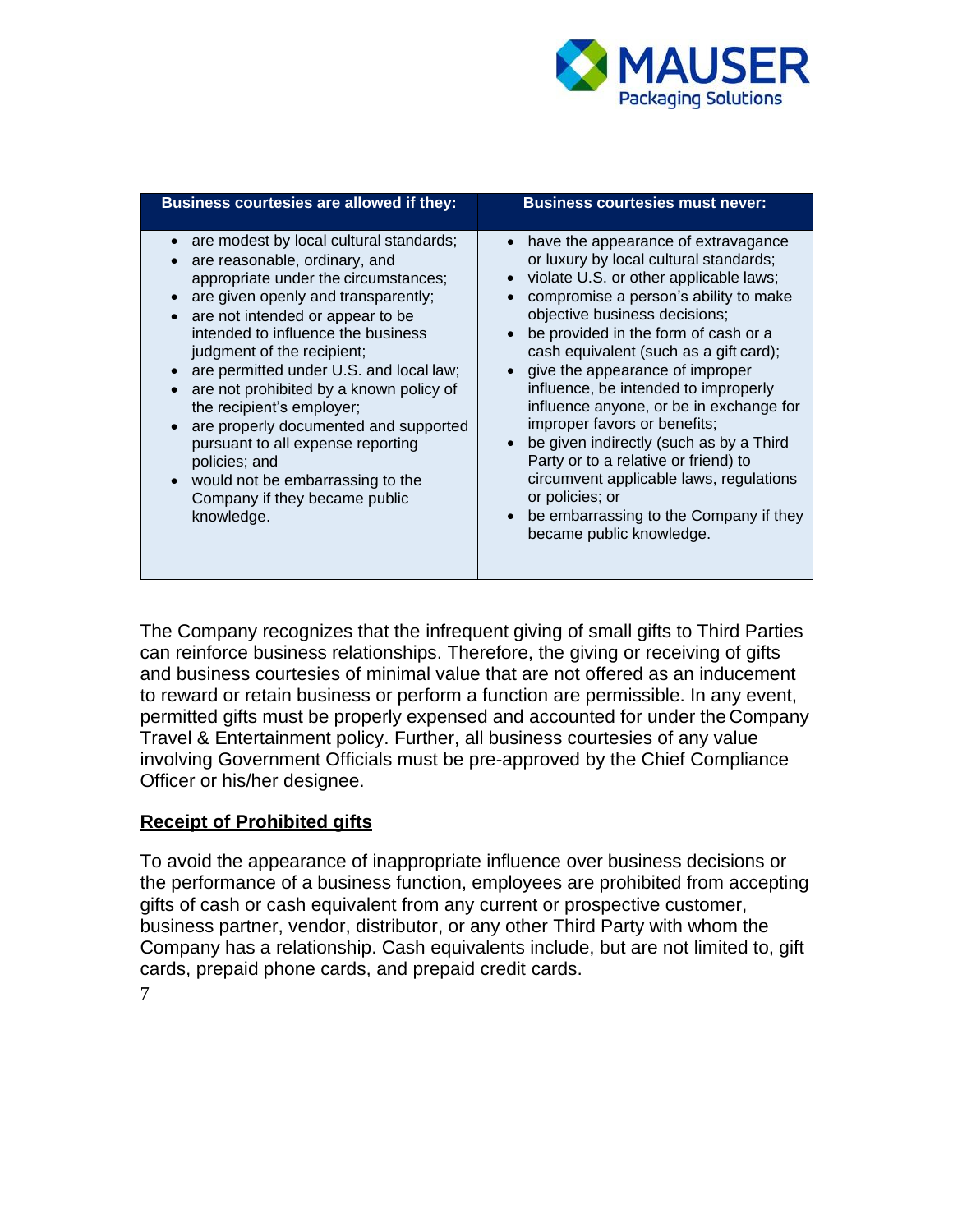| Business courtesies are allowed if they: | Business courtesies must never: |
|---|---|
| • are modest by local cultural standards;<br>• are reasonable, ordinary, and appropriate under the circumstances;<br>• are given openly and transparently;<br>• are not intended or appear to be intended to influence the business judgment of the recipient;<br>• are permitted under U.S. and local law;<br>• are not prohibited by a known policy of the recipient's employer;<br>• are properly documented and supported pursuant to all expense reporting policies; and<br>• would not be embarrassing to the Company if they became public knowledge. | • have the appearance of extravagance or luxury by local cultural standards;<br>• violate U.S. or other applicable laws;<br>• compromise a person's ability to make objective business decisions;<br>• be provided in the form of cash or a cash equivalent (such as a gift card);<br>• give the appearance of improper influence, be intended to improperly influence anyone, or be in exchange for improper favors or benefits;<br>• be given indirectly (such as by a Third Party or to a relative or friend) to circumvent applicable laws, regulations or policies; or<br>• be embarrassing to the Company if they became public knowledge. |

The Company recognizes that the infrequent giving of small gifts to Third Parties can reinforce business relationships. Therefore, the giving or receiving of gifts and business courtesies of minimal value that are not offered as an inducement to reward or retain business or perform a function are permissible. In any event, permitted gifts must be properly expensed and accounted for under the Company Travel & Entertainment policy. Further, all business courtesies of any value involving Government Officials must be pre-approved by the Chief Compliance Officer or his/her designee.

**Receipt of Prohibited gifts**

To avoid the appearance of inappropriate influence over business decisions or the performance of a business function, employees are prohibited from accepting gifts of cash or cash equivalent from any current or prospective customer, business partner, vendor, distributor, or any other Third Party with whom the Company has a relationship. Cash equivalents include, but are not limited to, gift cards, prepaid phone cards, and prepaid credit cards.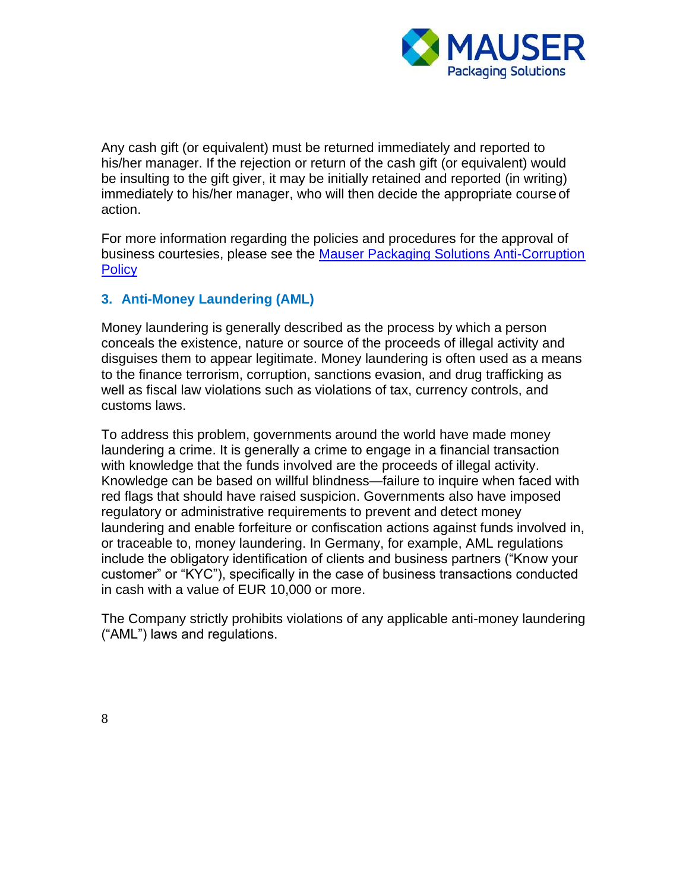Any cash gift (or equivalent) must be returned immediately and reported to his/her manager. If the rejection or return of the cash gift (or equivalent) would be insulting to the gift giver, it may be initially retained and reported (in writing) immediately to his/her manager, who will then decide the appropriate course of action.

For more information regarding the policies and procedures for the approval of business courtesies, please see the [Mauser Packaging Solutions Anti-Corruption Policy]

### 3. Anti-Money Laundering (AML)

Money laundering is generally described as the process by which a person conceals the existence, nature or source of the proceeds of illegal activity and disguises them to appear legitimate. Money laundering is often used as a means to the finance terrorism, corruption, sanctions evasion, and drug trafficking as well as fiscal law violations such as violations of tax, currency controls, and customs laws.

To address this problem, governments around the world have made money laundering a crime. It is generally a crime to engage in a financial transaction with knowledge that the funds involved are the proceeds of illegal activity. Knowledge can be based on willful blindness—failure to inquire when faced with red flags that should have raised suspicion. Governments also have imposed regulatory or administrative requirements to prevent and detect money laundering and enable forfeiture or confiscation actions against funds involved in, or traceable to, money laundering. In Germany, for example, AML regulations include the obligatory identification of clients and business partners ("Know your customer" or "KYC"), specifically in the case of business transactions conducted in cash with a value of EUR 10,000 or more.

The Company strictly prohibits violations of any applicable anti-money laundering ("AML") laws and regulations.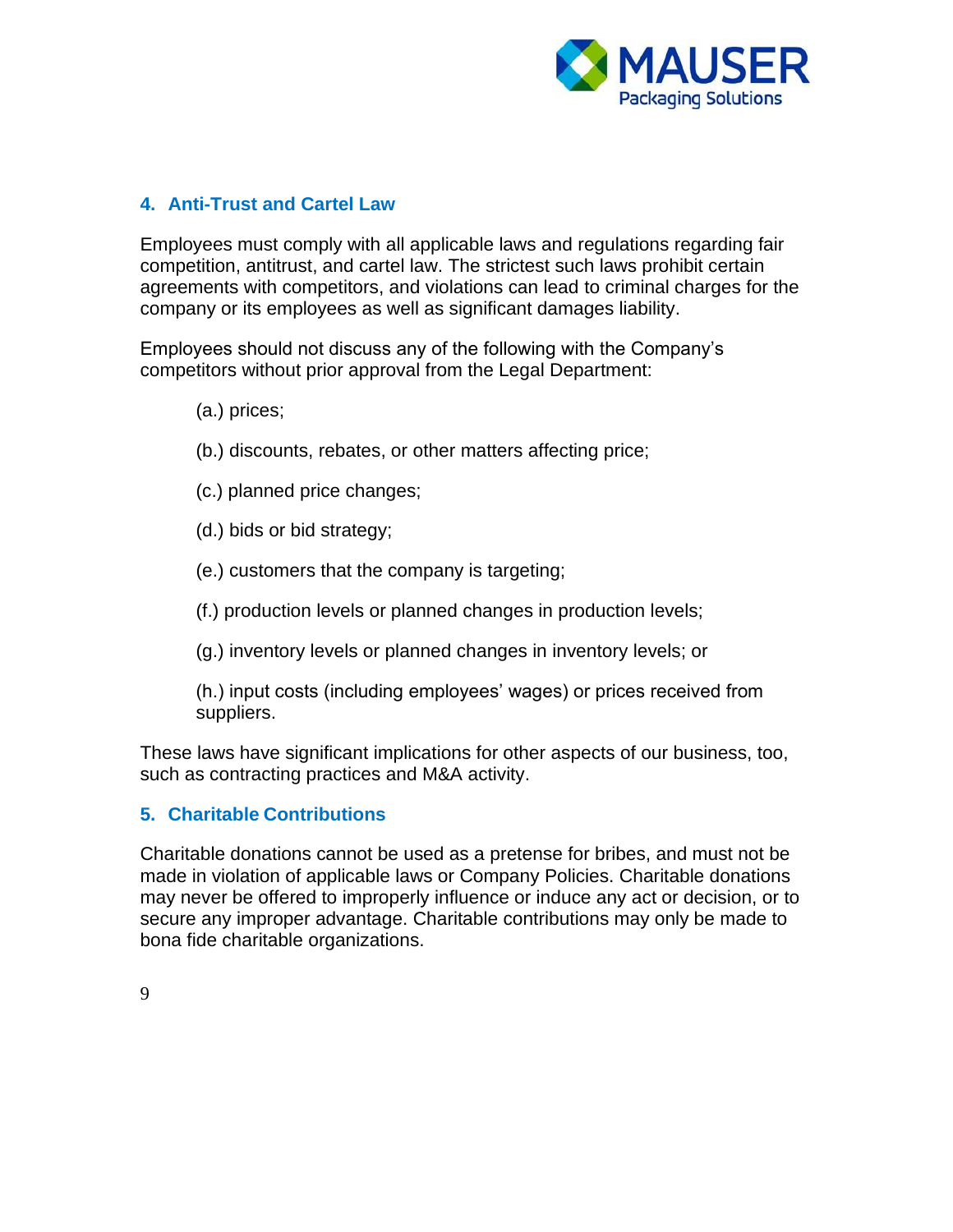## 4. Anti-Trust and Cartel Law

Employees must comply with all applicable laws and regulations regarding fair competition, antitrust, and cartel law. The strictest such laws prohibit certain agreements with competitors, and violations can lead to criminal charges for the company or its employees as well as significant damages liability.

Employees should not discuss any of the following with the Company's competitors without prior approval from the Legal Department:

(a.) prices;

(b.) discounts, rebates, or other matters affecting price;

(c.) planned price changes;

(d.) bids or bid strategy;

(e.) customers that the company is targeting;

(f.) production levels or planned changes in production levels;

(g.) inventory levels or planned changes in inventory levels; or

(h.) input costs (including employees' wages) or prices received from suppliers.

These laws have significant implications for other aspects of our business, too, such as contracting practices and M&A activity.

## 5. Charitable Contributions

Charitable donations cannot be used as a pretense for bribes, and must not be made in violation of applicable laws or Company Policies. Charitable donations may never be offered to improperly influence or induce any act or decision, or to secure any improper advantage. Charitable contributions may only be made to bona fide charitable organizations.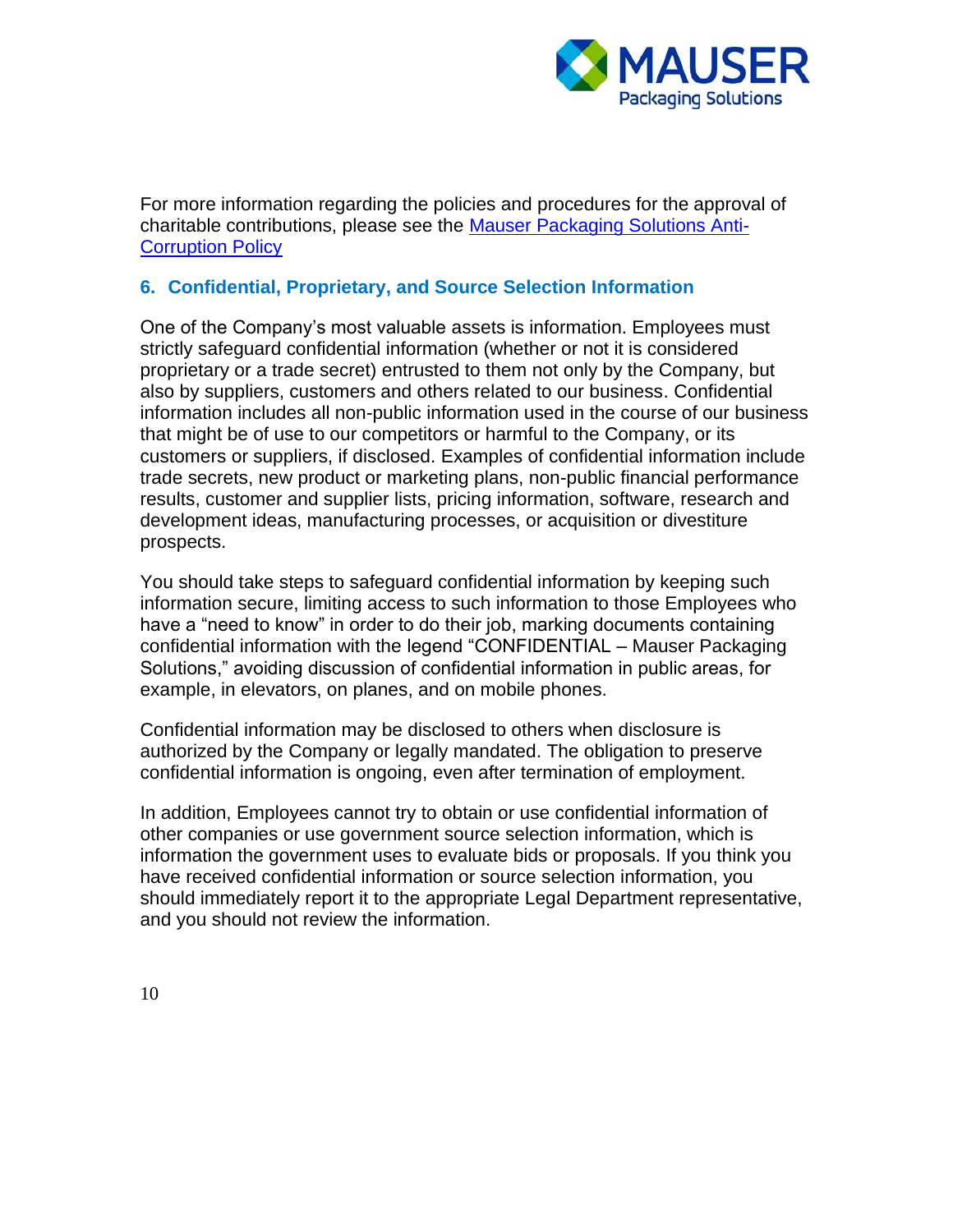For more information regarding the policies and procedures for the approval of charitable contributions, please see the [Mauser Packaging Solutions Anti-Corruption Policy]()

## 6. Confidential, Proprietary, and Source Selection Information

One of the Company's most valuable assets is information. Employees must strictly safeguard confidential information (whether or not it is considered proprietary or a trade secret) entrusted to them not only by the Company, but also by suppliers, customers and others related to our business. Confidential information includes all non-public information used in the course of our business that might be of use to our competitors or harmful to the Company, or its customers or suppliers, if disclosed. Examples of confidential information include trade secrets, new product or marketing plans, non-public financial performance results, customer and supplier lists, pricing information, software, research and development ideas, manufacturing processes, or acquisition or divestiture prospects.

You should take steps to safeguard confidential information by keeping such information secure, limiting access to such information to those Employees who have a "need to know" in order to do their job, marking documents containing confidential information with the legend "CONFIDENTIAL – Mauser Packaging Solutions," avoiding discussion of confidential information in public areas, for example, in elevators, on planes, and on mobile phones.

Confidential information may be disclosed to others when disclosure is authorized by the Company or legally mandated. The obligation to preserve confidential information is ongoing, even after termination of employment.

In addition, Employees cannot try to obtain or use confidential information of other companies or use government source selection information, which is information the government uses to evaluate bids or proposals. If you think you have received confidential information or source selection information, you should immediately report it to the appropriate Legal Department representative, and you should not review the information.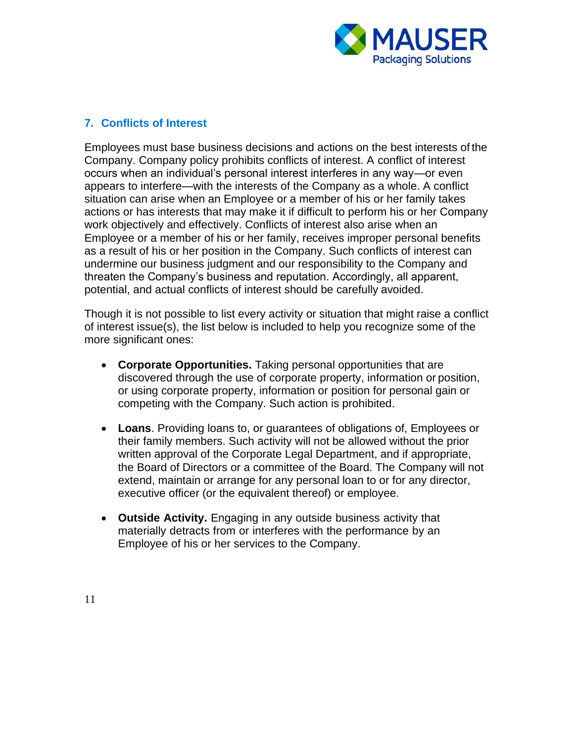## 7. Conflicts of Interest

Employees must base business decisions and actions on the best interests of the Company. Company policy prohibits conflicts of interest. A conflict of interest occurs when an individual's personal interest interferes in any way—or even appears to interfere—with the interests of the Company as a whole. A conflict situation can arise when an Employee or a member of his or her family takes actions or has interests that may make it if difficult to perform his or her Company work objectively and effectively. Conflicts of interest also arise when an Employee or a member of his or her family, receives improper personal benefits as a result of his or her position in the Company. Such conflicts of interest can undermine our business judgment and our responsibility to the Company and threaten the Company's business and reputation. Accordingly, all apparent, potential, and actual conflicts of interest should be carefully avoided.

Though it is not possible to list every activity or situation that might raise a conflict of interest issue(s), the list below is included to help you recognize some of the more significant ones:

- **Corporate Opportunities.** Taking personal opportunities that are discovered through the use of corporate property, information or position, or using corporate property, information or position for personal gain or competing with the Company. Such action is prohibited.

- **Loans**. Providing loans to, or guarantees of obligations of, Employees or their family members. Such activity will not be allowed without the prior written approval of the Corporate Legal Department, and if appropriate, the Board of Directors or a committee of the Board. The Company will not extend, maintain or arrange for any personal loan to or for any director, executive officer (or the equivalent thereof) or employee.

- **Outside Activity.** Engaging in any outside business activity that materially detracts from or interferes with the performance by an Employee of his or her services to the Company.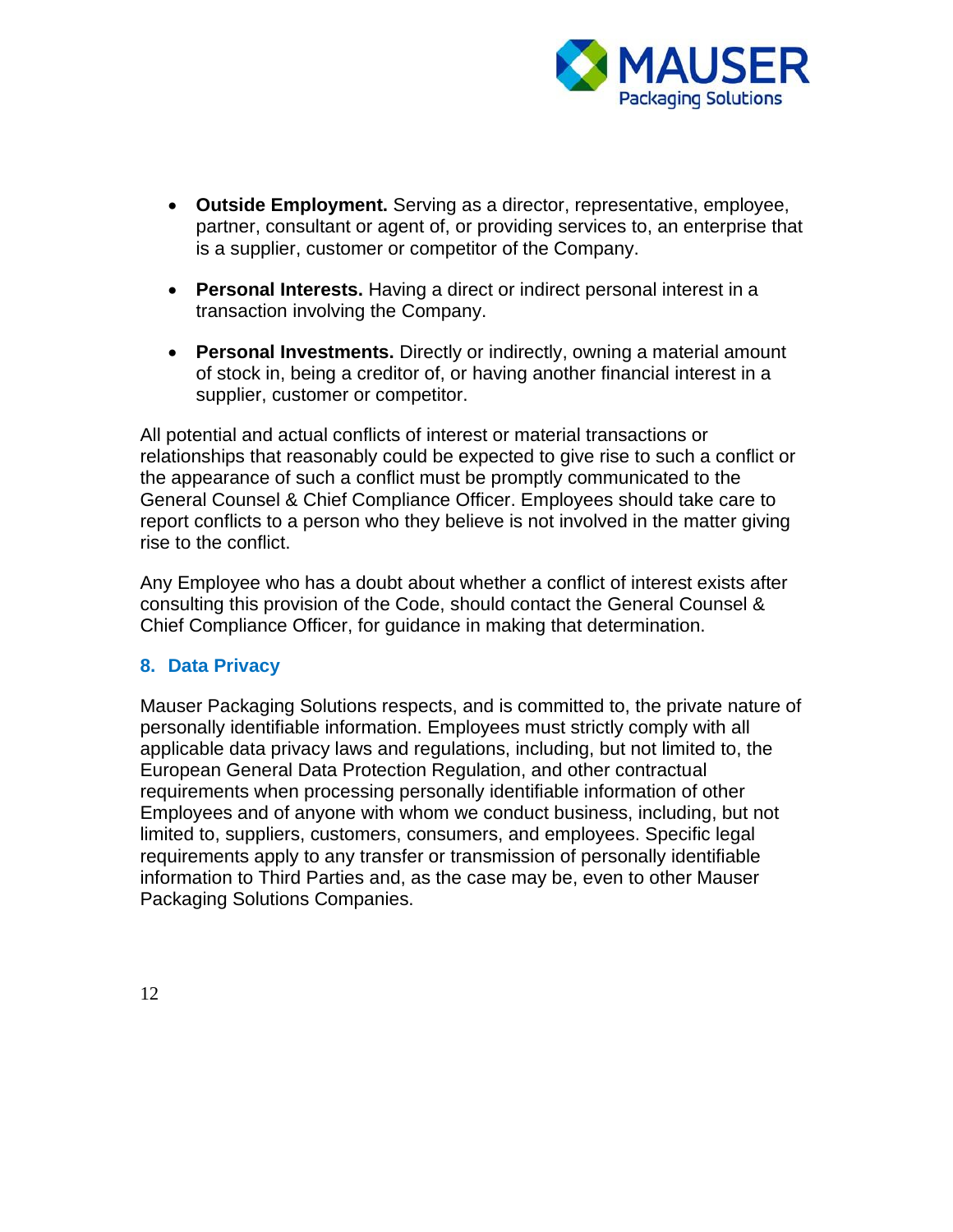- **Outside Employment.** Serving as a director, representative, employee, partner, consultant or agent of, or providing services to, an enterprise that is a supplier, customer or competitor of the Company.

- **Personal Interests.** Having a direct or indirect personal interest in a transaction involving the Company.

- **Personal Investments.** Directly or indirectly, owning a material amount of stock in, being a creditor of, or having another financial interest in a supplier, customer or competitor.

All potential and actual conflicts of interest or material transactions or relationships that reasonably could be expected to give rise to such a conflict or the appearance of such a conflict must be promptly communicated to the General Counsel & Chief Compliance Officer. Employees should take care to report conflicts to a person who they believe is not involved in the matter giving rise to the conflict.

Any Employee who has a doubt about whether a conflict of interest exists after consulting this provision of the Code, should contact the General Counsel & Chief Compliance Officer, for guidance in making that determination.

## 8. Data Privacy

Mauser Packaging Solutions respects, and is committed to, the private nature of personally identifiable information. Employees must strictly comply with all applicable data privacy laws and regulations, including, but not limited to, the European General Data Protection Regulation, and other contractual requirements when processing personally identifiable information of other Employees and of anyone with whom we conduct business, including, but not limited to, suppliers, customers, consumers, and employees. Specific legal requirements apply to any transfer or transmission of personally identifiable information to Third Parties and, as the case may be, even to other Mauser Packaging Solutions Companies.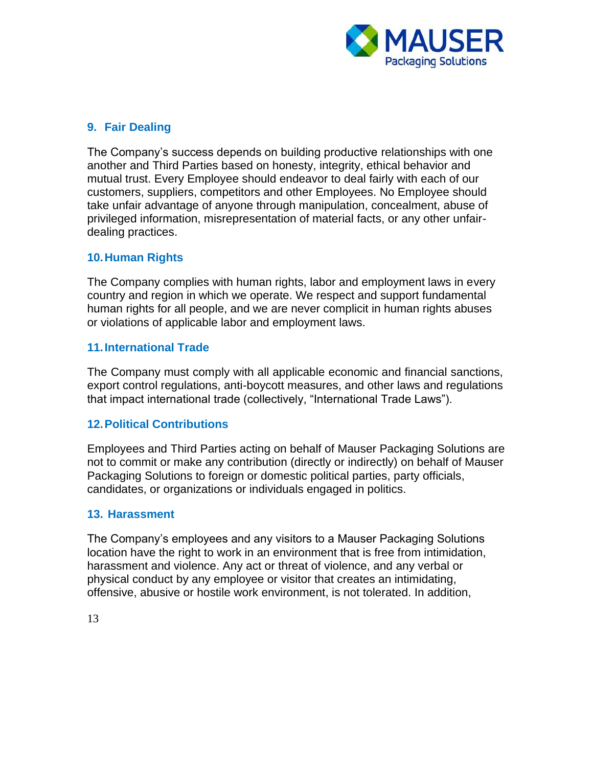## 9. Fair Dealing

The Company's success depends on building productive relationships with one another and Third Parties based on honesty, integrity, ethical behavior and mutual trust. Every Employee should endeavor to deal fairly with each of our customers, suppliers, competitors and other Employees. No Employee should take unfair advantage of anyone through manipulation, concealment, abuse of privileged information, misrepresentation of material facts, or any other unfair-dealing practices.

## 10. Human Rights

The Company complies with human rights, labor and employment laws in every country and region in which we operate. We respect and support fundamental human rights for all people, and we are never complicit in human rights abuses or violations of applicable labor and employment laws.

## 11. International Trade

The Company must comply with all applicable economic and financial sanctions, export control regulations, anti-boycott measures, and other laws and regulations that impact international trade (collectively, "International Trade Laws").

## 12. Political Contributions

Employees and Third Parties acting on behalf of Mauser Packaging Solutions are not to commit or make any contribution (directly or indirectly) on behalf of Mauser Packaging Solutions to foreign or domestic political parties, party officials, candidates, or organizations or individuals engaged in politics.

## 13. Harassment

The Company's employees and any visitors to a Mauser Packaging Solutions location have the right to work in an environment that is free from intimidation, harassment and violence. Any act or threat of violence, and any verbal or physical conduct by any employee or visitor that creates an intimidating, offensive, abusive or hostile work environment, is not tolerated. In addition,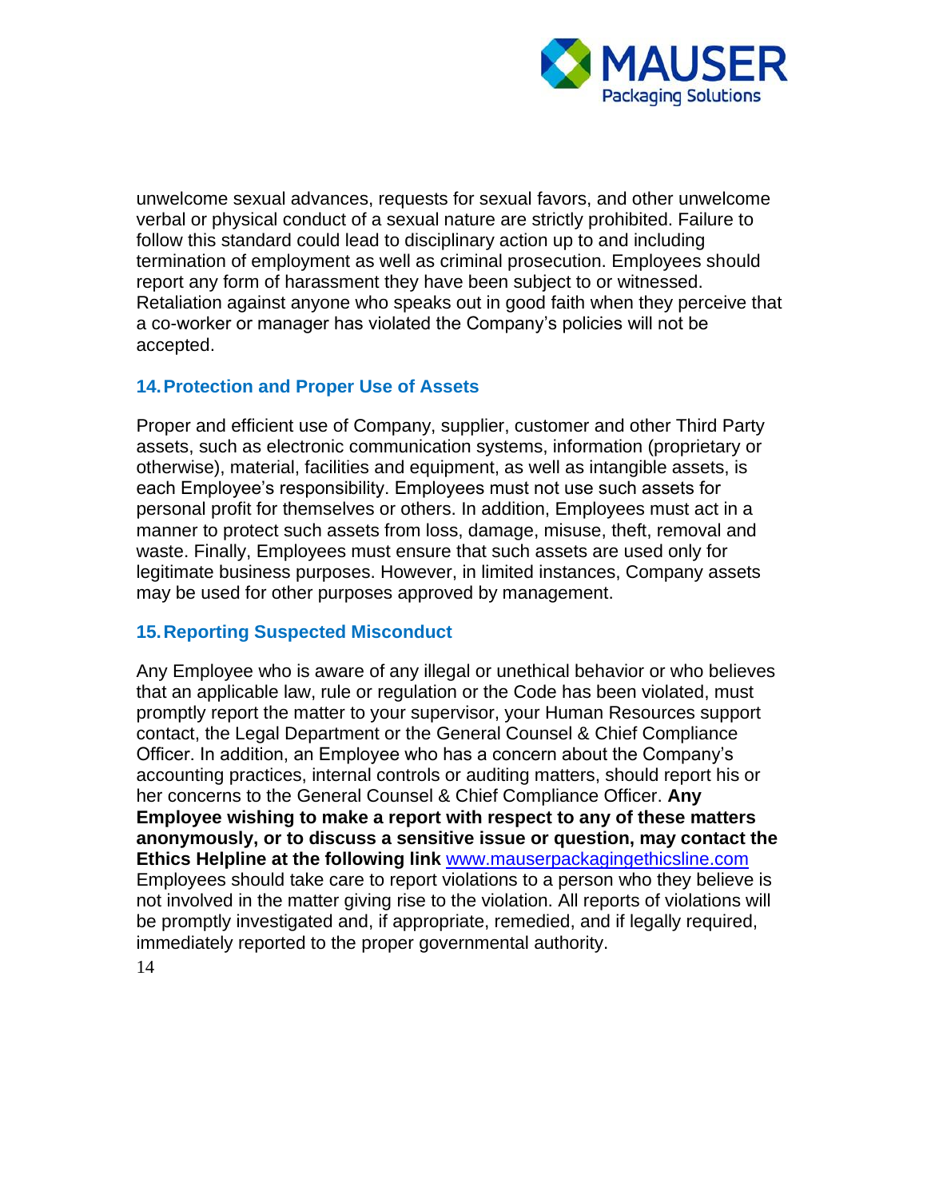unwelcome sexual advances, requests for sexual favors, and other unwelcome verbal or physical conduct of a sexual nature are strictly prohibited. Failure to follow this standard could lead to disciplinary action up to and including termination of employment as well as criminal prosecution. Employees should report any form of harassment they have been subject to or witnessed. Retaliation against anyone who speaks out in good faith when they perceive that a co-worker or manager has violated the Company's policies will not be accepted.

## 14. Protection and Proper Use of Assets

Proper and efficient use of Company, supplier, customer and other Third Party assets, such as electronic communication systems, information (proprietary or otherwise), material, facilities and equipment, as well as intangible assets, is each Employee's responsibility. Employees must not use such assets for personal profit for themselves or others. In addition, Employees must act in a manner to protect such assets from loss, damage, misuse, theft, removal and waste. Finally, Employees must ensure that such assets are used only for legitimate business purposes. However, in limited instances, Company assets may be used for other purposes approved by management.

## 15. Reporting Suspected Misconduct

Any Employee who is aware of any illegal or unethical behavior or who believes that an applicable law, rule or regulation or the Code has been violated, must promptly report the matter to your supervisor, your Human Resources support contact, the Legal Department or the General Counsel & Chief Compliance Officer. In addition, an Employee who has a concern about the Company's accounting practices, internal controls or auditing matters, should report his or her concerns to the General Counsel & Chief Compliance Officer. **Any Employee wishing to make a report with respect to any of these matters anonymously, or to discuss a sensitive issue or question, may contact the Ethics Helpline at the following link** [www.mauserpackagingethicsline.com](http://www.mauserpackagingethicsline.com) Employees should take care to report violations to a person who they believe is not involved in the matter giving rise to the violation. All reports of violations will be promptly investigated and, if appropriate, remedied, and if legally required, immediately reported to the proper governmental authority.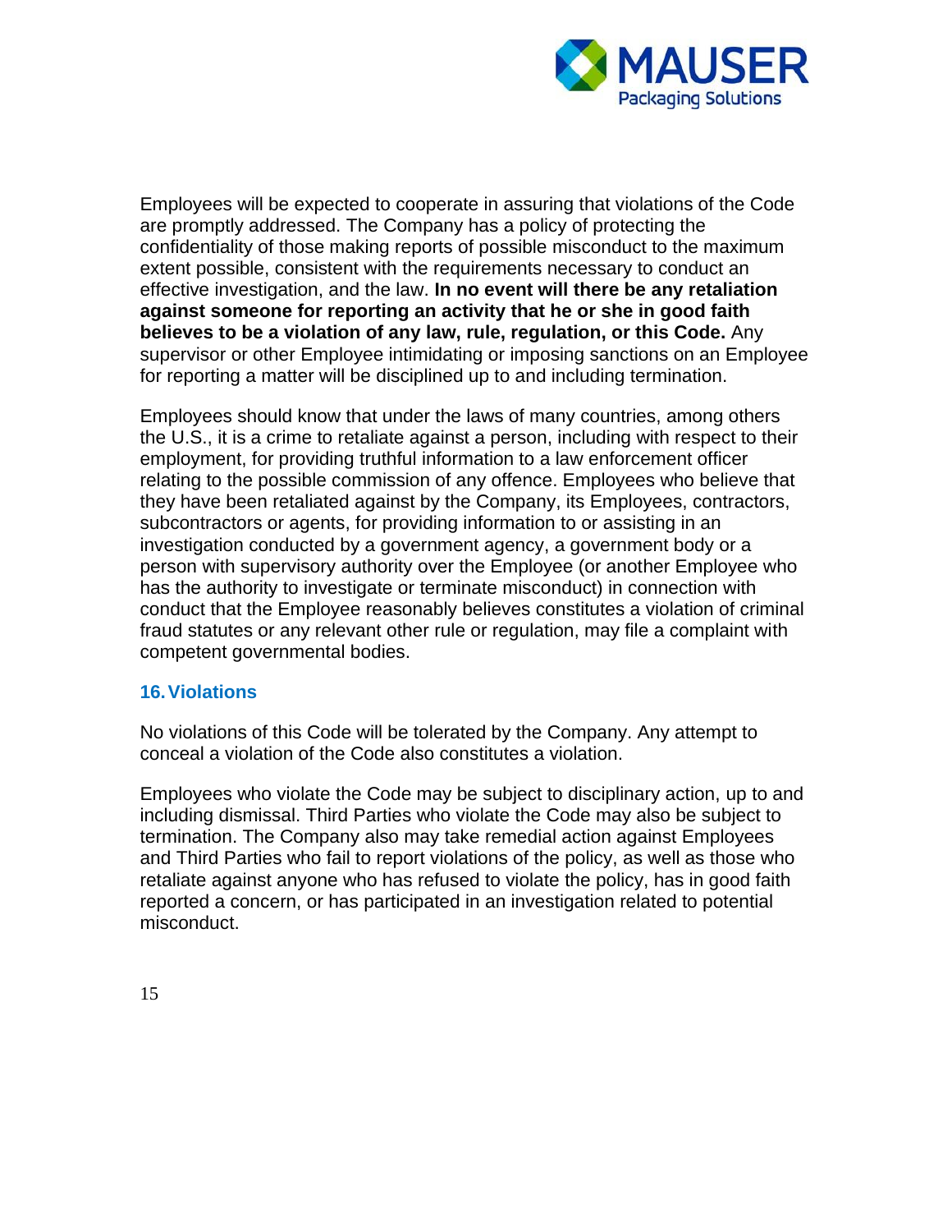Employees will be expected to cooperate in assuring that violations of the Code are promptly addressed. The Company has a policy of protecting the confidentiality of those making reports of possible misconduct to the maximum extent possible, consistent with the requirements necessary to conduct an effective investigation, and the law. **In no event will there be any retaliation against someone for reporting an activity that he or she in good faith believes to be a violation of any law, rule, regulation, or this Code.** Any supervisor or other Employee intimidating or imposing sanctions on an Employee for reporting a matter will be disciplined up to and including termination.

Employees should know that under the laws of many countries, among others the U.S., it is a crime to retaliate against a person, including with respect to their employment, for providing truthful information to a law enforcement officer relating to the possible commission of any offence. Employees who believe that they have been retaliated against by the Company, its Employees, contractors, subcontractors or agents, for providing information to or assisting in an investigation conducted by a government agency, a government body or a person with supervisory authority over the Employee (or another Employee who has the authority to investigate or terminate misconduct) in connection with conduct that the Employee reasonably believes constitutes a violation of criminal fraud statutes or any relevant other rule or regulation, may file a complaint with competent governmental bodies.

## 16. Violations

No violations of this Code will be tolerated by the Company. Any attempt to conceal a violation of the Code also constitutes a violation.

Employees who violate the Code may be subject to disciplinary action, up to and including dismissal. Third Parties who violate the Code may also be subject to termination. The Company also may take remedial action against Employees and Third Parties who fail to report violations of the policy, as well as those who retaliate against anyone who has refused to violate the policy, has in good faith reported a concern, or has participated in an investigation related to potential misconduct.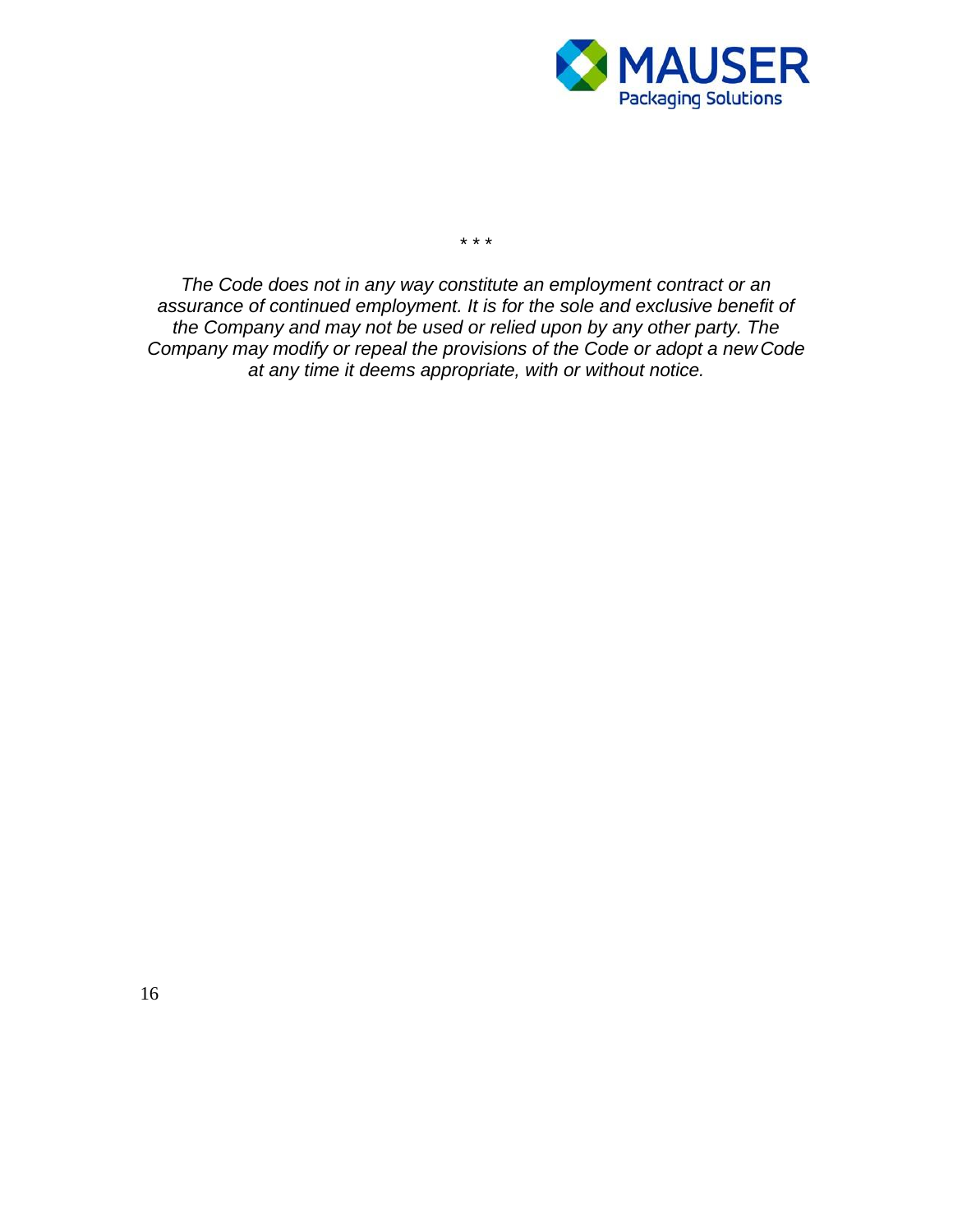\* \* \*

*The Code does not in any way constitute an employment contract or an assurance of continued employment. It is for the sole and exclusive benefit of the Company and may not be used or relied upon by any other party. The Company may modify or repeal the provisions of the Code or adopt a new Code at any time it deems appropriate, with or without notice.*